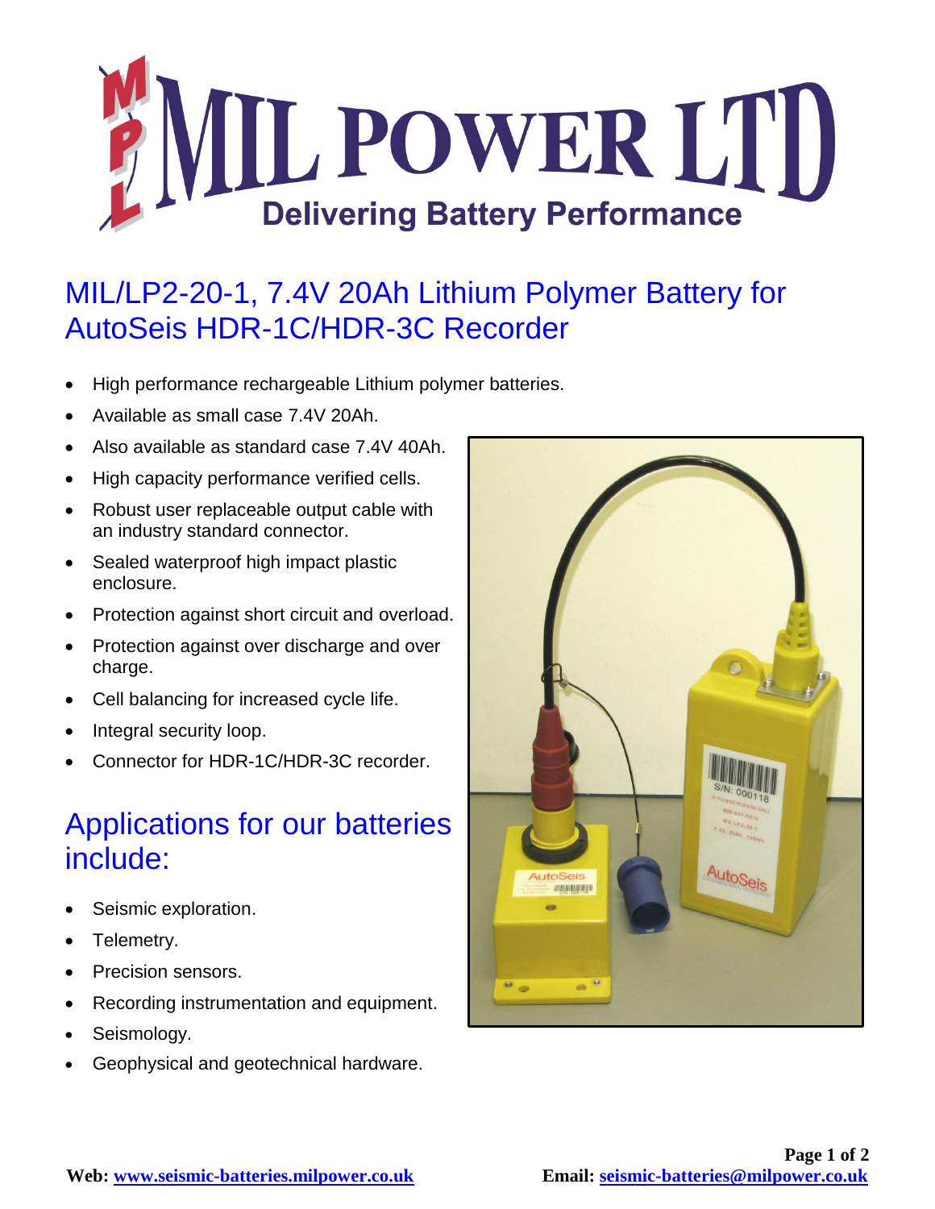# MIL POWER LTD

**Delivering Battery Performance**

## MIL/LP2-20-1, 7.4V 20Ah Lithium Polymer Battery for AutoSeis HDR-1C/HDR-3C Recorder

- High performance rechargeable Lithium polymer batteries.
- Available as small case 7.4V 20Ah.
- Also available as standard case 7.4V 40Ah.
- High capacity performance verified cells.
- Robust user replaceable output cable with an industry standard connector.
- Sealed waterproof high impact plastic enclosure.
- Protection against short circuit and overload.
- Protection against over discharge and over charge.
- Cell balancing for increased cycle life.
- Integral security loop.
- Connector for HDR-1C/HDR-3C recorder.

## Applications for our batteries include:

- Seismic exploration.
- Telemetry.
- Precision sensors.
- Recording instrumentation and equipment.
- Seismology.
- Geophysical and geotechnical hardware.

**Web:** www.seismic-batteries.milpower.co.uk **Email:** seismic-batteries@milpower.co.uk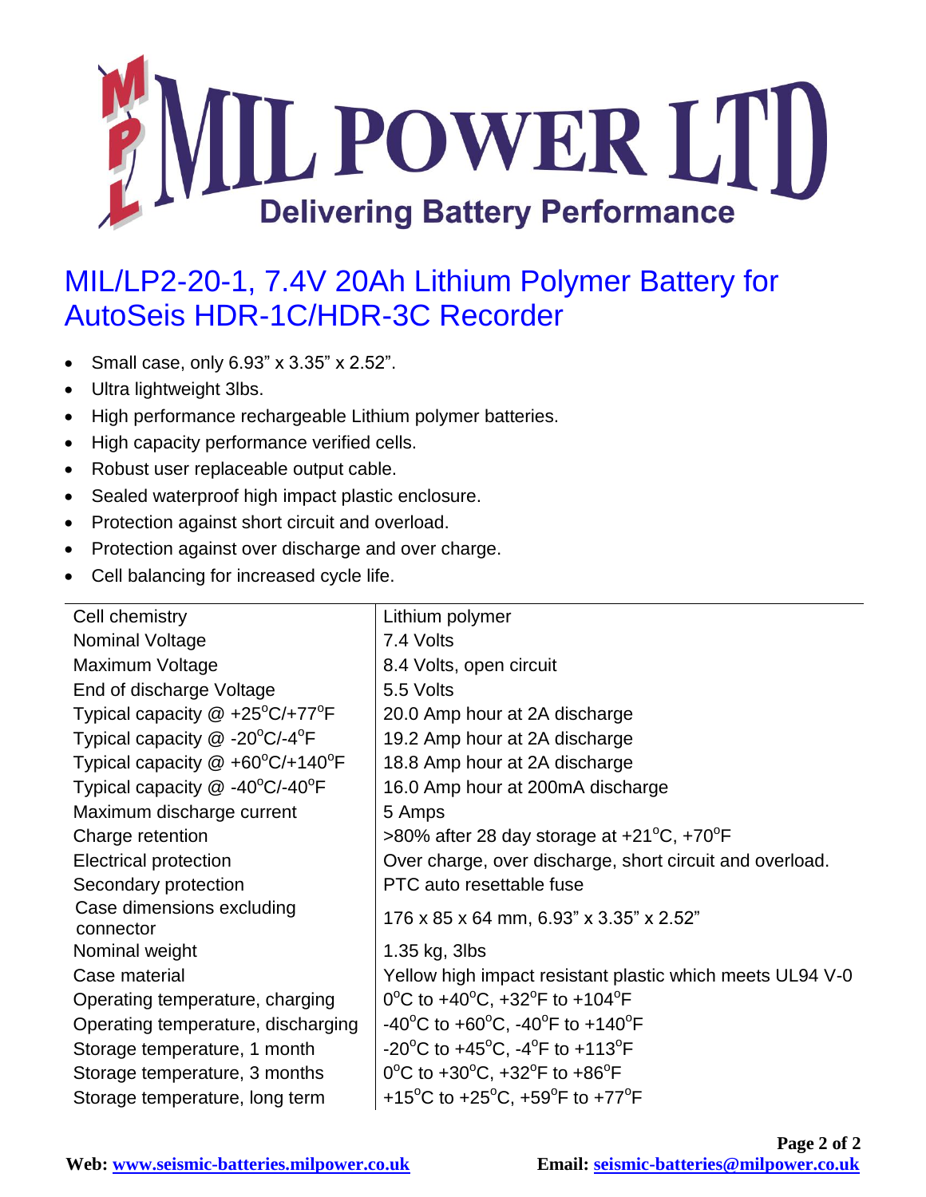# MIL POWER LTD

**Delivering Battery Performance**

## MIL/LP2-20-1, 7.4V 20Ah Lithium Polymer Battery for AutoSeis HDR-1C/HDR-3C Recorder

- Small case, only 6.93" x 3.35" x 2.52".
- Ultra lightweight 3lbs.
- High performance rechargeable Lithium polymer batteries.
- High capacity performance verified cells.
- Robust user replaceable output cable.
- Sealed waterproof high impact plastic enclosure.
- Protection against short circuit and overload.
- Protection against over discharge and over charge.
- Cell balancing for increased cycle life.

| | |
|---|---|
| Cell chemistry | Lithium polymer |
| Nominal Voltage | 7.4 Volts |
| Maximum Voltage | 8.4 Volts, open circuit |
| End of discharge Voltage | 5.5 Volts |
| Typical capacity @ +25°C/+77°F | 20.0 Amp hour at 2A discharge |
| Typical capacity @ -20°C/-4°F | 19.2 Amp hour at 2A discharge |
| Typical capacity @ +60°C/+140°F | 18.8 Amp hour at 2A discharge |
| Typical capacity @ -40°C/-40°F | 16.0 Amp hour at 200mA discharge |
| Maximum discharge current | 5 Amps |
| Charge retention | >80% after 28 day storage at +21°C, +70°F |
| Electrical protection | Over charge, over discharge, short circuit and overload. |
| Secondary protection | PTC auto resettable fuse |
| Case dimensions excluding connector | 176 x 85 x 64 mm, 6.93" x 3.35" x 2.52" |
| Nominal weight | 1.35 kg, 3lbs |
| Case material | Yellow high impact resistant plastic which meets UL94 V-0 |
| Operating temperature, charging | 0°C to +40°C, +32°F to +104°F |
| Operating temperature, discharging | -40°C to +60°C, -40°F to +140°F |
| Storage temperature, 1 month | -20°C to +45°C, -4°F to +113°F |
| Storage temperature, 3 months | 0°C to +30°C, +32°F to +86°F |
| Storage temperature, long term | +15°C to +25°C, +59°F to +77°F |

**Web: www.seismic-batteries.milpower.co.uk** **Email: seismic-batteries@milpower.co.uk**